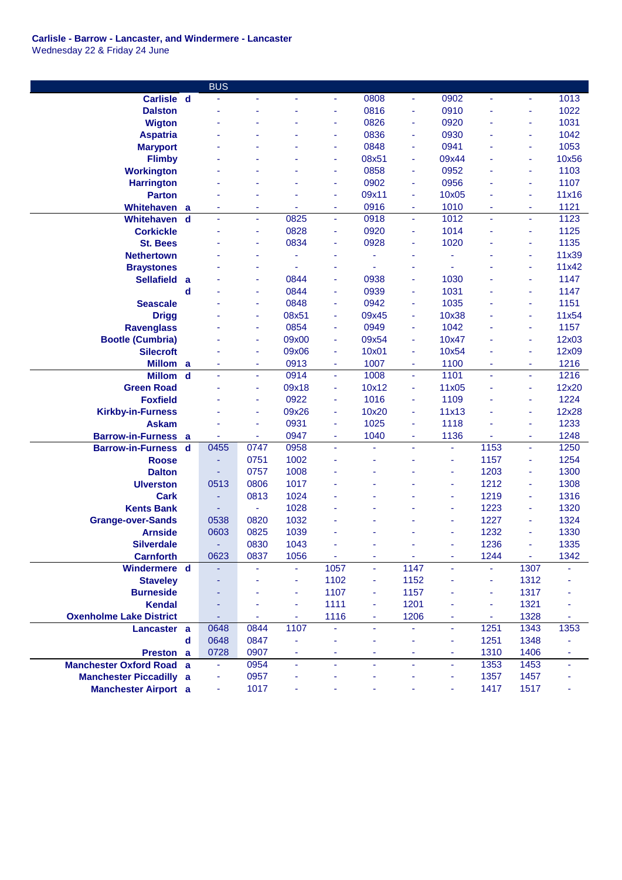**Carlisle - Barrow - Lancaster, and Windermere - Lancaster**
Wednesday 22 & Friday 24 June

| | | BUS | | | | | | | | | |
|---|---|---|---|---|---|---|---|---|---|---|---|
| Carlisle | d | - | - | - | - | 0808 | - | 0902 | - | - | 1013 |
| Dalston | | - | - | - | - | 0816 | - | 0910 | - | - | 1022 |
| Wigton | | - | - | - | - | 0826 | - | 0920 | - | - | 1031 |
| Aspatria | | - | - | - | - | 0836 | - | 0930 | - | - | 1042 |
| Maryport | | - | - | - | - | 0848 | - | 0941 | - | - | 1053 |
| Flimby | | - | - | - | - | 08x51 | - | 09x44 | - | - | 10x56 |
| Workington | | - | - | - | - | 0858 | - | 0952 | - | - | 1103 |
| Harrington | | - | - | - | - | 0902 | - | 0956 | - | - | 1107 |
| Parton | | - | - | - | - | 09x11 | - | 10x05 | - | - | 11x16 |
| Whitehaven | a | - | - | - | - | 0916 | - | 1010 | - | - | 1121 |
| Whitehaven | d | - | - | 0825 | - | 0918 | - | 1012 | - | - | 1123 |
| Corkickle | | - | - | 0828 | - | 0920 | - | 1014 | - | - | 1125 |
| St. Bees | | - | - | 0834 | - | 0928 | - | 1020 | - | - | 1135 |
| Nethertown | | - | - | - | - | - | - | - | - | - | 11x39 |
| Braystones | | - | - | - | - | - | - | - | - | - | 11x42 |
| Sellafield | a | - | - | 0844 | - | 0938 | - | 1030 | - | - | 1147 |
| | d | - | - | 0844 | - | 0939 | - | 1031 | - | - | 1147 |
| Seascale | | - | - | 0848 | - | 0942 | - | 1035 | - | - | 1151 |
| Drigg | | - | - | 08x51 | - | 09x45 | - | 10x38 | - | - | 11x54 |
| Ravenglass | | - | - | 0854 | - | 0949 | - | 1042 | - | - | 1157 |
| Bootle (Cumbria) | | - | - | 09x00 | - | 09x54 | - | 10x47 | - | - | 12x03 |
| Silecroft | | - | - | 09x06 | - | 10x01 | - | 10x54 | - | - | 12x09 |
| Millom | a | - | - | 0913 | - | 1007 | - | 1100 | - | - | 1216 |
| Millom | d | - | - | 0914 | - | 1008 | - | 1101 | - | - | 1216 |
| Green Road | | - | - | 09x18 | - | 10x12 | - | 11x05 | - | - | 12x20 |
| Foxfield | | - | - | 0922 | - | 1016 | - | 1109 | - | - | 1224 |
| Kirkby-in-Furness | | - | - | 09x26 | - | 10x20 | - | 11x13 | - | - | 12x28 |
| Askam | | - | - | 0931 | - | 1025 | - | 1118 | - | - | 1233 |
| Barrow-in-Furness | a | - | - | 0947 | - | 1040 | - | 1136 | - | - | 1248 |
| Barrow-in-Furness | d | 0455 | 0747 | 0958 | - | - | - | - | 1153 | - | 1250 |
| Roose | | - | 0751 | 1002 | - | - | - | - | 1157 | - | 1254 |
| Dalton | | - | 0757 | 1008 | - | - | - | - | 1203 | - | 1300 |
| Ulverston | | 0513 | 0806 | 1017 | - | - | - | - | 1212 | - | 1308 |
| Cark | | - | 0813 | 1024 | - | - | - | - | 1219 | - | 1316 |
| Kents Bank | | - | - | 1028 | - | - | - | - | 1223 | - | 1320 |
| Grange-over-Sands | | 0538 | 0820 | 1032 | - | - | - | - | 1227 | - | 1324 |
| Arnside | | 0603 | 0825 | 1039 | - | - | - | - | 1232 | - | 1330 |
| Silverdale | | - | 0830 | 1043 | - | - | - | - | 1236 | - | 1335 |
| Carnforth | | 0623 | 0837 | 1056 | - | - | - | - | 1244 | - | 1342 |
| Windermere | d | - | - | - | 1057 | - | 1147 | - | - | 1307 | - |
| Staveley | | - | - | - | 1102 | - | 1152 | - | - | 1312 | - |
| Burneside | | - | - | - | 1107 | - | 1157 | - | - | 1317 | - |
| Kendal | | - | - | - | 1111 | - | 1201 | - | - | 1321 | - |
| Oxenholme Lake District | | - | - | - | 1116 | - | 1206 | - | - | 1328 | - |
| Lancaster | a | 0648 | 0844 | 1107 | - | - | - | - | 1251 | 1343 | 1353 |
| | d | 0648 | 0847 | - | - | - | - | - | 1251 | 1348 | - |
| Preston | a | 0728 | 0907 | - | - | - | - | - | 1310 | 1406 | - |
| Manchester Oxford Road | a | - | 0954 | - | - | - | - | - | 1353 | 1453 | - |
| Manchester Piccadilly | a | - | 0957 | - | - | - | - | - | 1357 | 1457 | - |
| Manchester Airport | a | - | 1017 | - | - | - | - | - | 1417 | 1517 | - |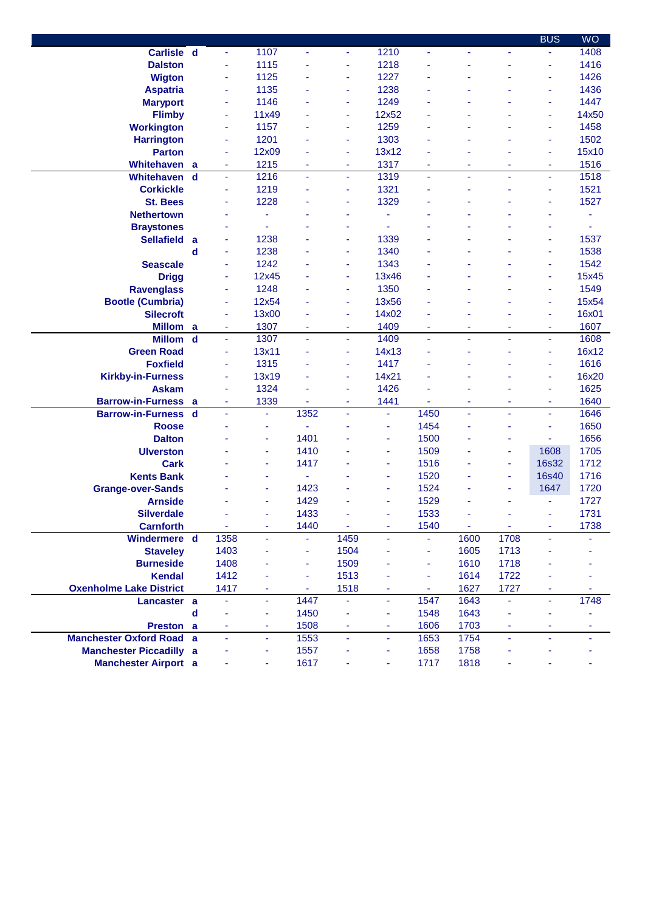| Station | | | | | | | | | | BUS | WO |
|---|---|---|---|---|---|---|---|---|---|---|---|
| Carlisle | d | - | 1107 | - | - | 1210 | - | - | - | - | 1408 |
| Dalston | | - | 1115 | - | - | 1218 | - | - | - | - | 1416 |
| Wigton | | - | 1125 | - | - | 1227 | - | - | - | - | 1426 |
| Aspatria | | - | 1135 | - | - | 1238 | - | - | - | - | 1436 |
| Maryport | | - | 1146 | - | - | 1249 | - | - | - | - | 1447 |
| Flimby | | - | 11x49 | - | - | 12x52 | - | - | - | - | 14x50 |
| Workington | | - | 1157 | - | - | 1259 | - | - | - | - | 1458 |
| Harrington | | - | 1201 | - | - | 1303 | - | - | - | - | 1502 |
| Parton | | - | 12x09 | - | - | 13x12 | - | - | - | - | 15x10 |
| Whitehaven | a | - | 1215 | - | - | 1317 | - | - | - | - | 1516 |
| Whitehaven | d | - | 1216 | - | - | 1319 | - | - | - | - | 1518 |
| Corkickle | | - | 1219 | - | - | 1321 | - | - | - | - | 1521 |
| St. Bees | | - | 1228 | - | - | 1329 | - | - | - | - | 1527 |
| Nethertown | | - | - | - | - | - | - | - | - | - | - |
| Braystones | | - | - | - | - | - | - | - | - | - | - |
| Sellafield | a | - | 1238 | - | - | 1339 | - | - | - | - | 1537 |
| | d | - | 1238 | - | - | 1340 | - | - | - | - | 1538 |
| Seascale | | - | 1242 | - | - | 1343 | - | - | - | - | 1542 |
| Drigg | | - | 12x45 | - | - | 13x46 | - | - | - | - | 15x45 |
| Ravenglass | | - | 1248 | - | - | 1350 | - | - | - | - | 1549 |
| Bootle (Cumbria) | | - | 12x54 | - | - | 13x56 | - | - | - | - | 15x54 |
| Silecroft | | - | 13x00 | - | - | 14x02 | - | - | - | - | 16x01 |
| Millom | a | - | 1307 | - | - | 1409 | - | - | - | - | 1607 |
| Millom | d | - | 1307 | - | - | 1409 | - | - | - | - | 1608 |
| Green Road | | - | 13x11 | - | - | 14x13 | - | - | - | - | 16x12 |
| Foxfield | | - | 1315 | - | - | 1417 | - | - | - | - | 1616 |
| Kirkby-in-Furness | | - | 13x19 | - | - | 14x21 | - | - | - | - | 16x20 |
| Askam | | - | 1324 | - | - | 1426 | - | - | - | - | 1625 |
| Barrow-in-Furness | a | - | 1339 | - | - | 1441 | - | - | - | - | 1640 |
| Barrow-in-Furness | d | - | - | 1352 | - | - | 1450 | - | - | - | 1646 |
| Roose | | - | - | - | - | - | 1454 | - | - | - | 1650 |
| Dalton | | - | - | 1401 | - | - | 1500 | - | - | - | 1656 |
| Ulverston | | - | - | 1410 | - | - | 1509 | - | - | 1608 | 1705 |
| Cark | | - | - | 1417 | - | - | 1516 | - | - | 16s32 | 1712 |
| Kents Bank | | - | - | - | - | - | 1520 | - | - | 16s40 | 1716 |
| Grange-over-Sands | | - | - | 1423 | - | - | 1524 | - | - | 1647 | 1720 |
| Arnside | | - | - | 1429 | - | - | 1529 | - | - | - | 1727 |
| Silverdale | | - | - | 1433 | - | - | 1533 | - | - | - | 1731 |
| Carnforth | | - | - | 1440 | - | - | 1540 | - | - | - | 1738 |
| Windermere | d | 1358 | - | - | 1459 | - | - | 1600 | 1708 | - | - |
| Staveley | | 1403 | - | - | 1504 | - | - | 1605 | 1713 | - | - |
| Burneside | | 1408 | - | - | 1509 | - | - | 1610 | 1718 | - | - |
| Kendal | | 1412 | - | - | 1513 | - | - | 1614 | 1722 | - | - |
| Oxenholme Lake District | | 1417 | - | - | 1518 | - | - | 1627 | 1727 | - | - |
| Lancaster | a | - | - | 1447 | - | - | 1547 | 1643 | - | - | 1748 |
| | d | - | - | 1450 | - | - | 1548 | 1643 | - | - | - |
| Preston | a | - | - | 1508 | - | - | 1606 | 1703 | - | - | - |
| Manchester Oxford Road | a | - | - | 1553 | - | - | 1653 | 1754 | - | - | - |
| Manchester Piccadilly | a | - | - | 1557 | - | - | 1658 | 1758 | - | - | - |
| Manchester Airport | a | - | - | 1617 | - | - | 1717 | 1818 | - | - | - |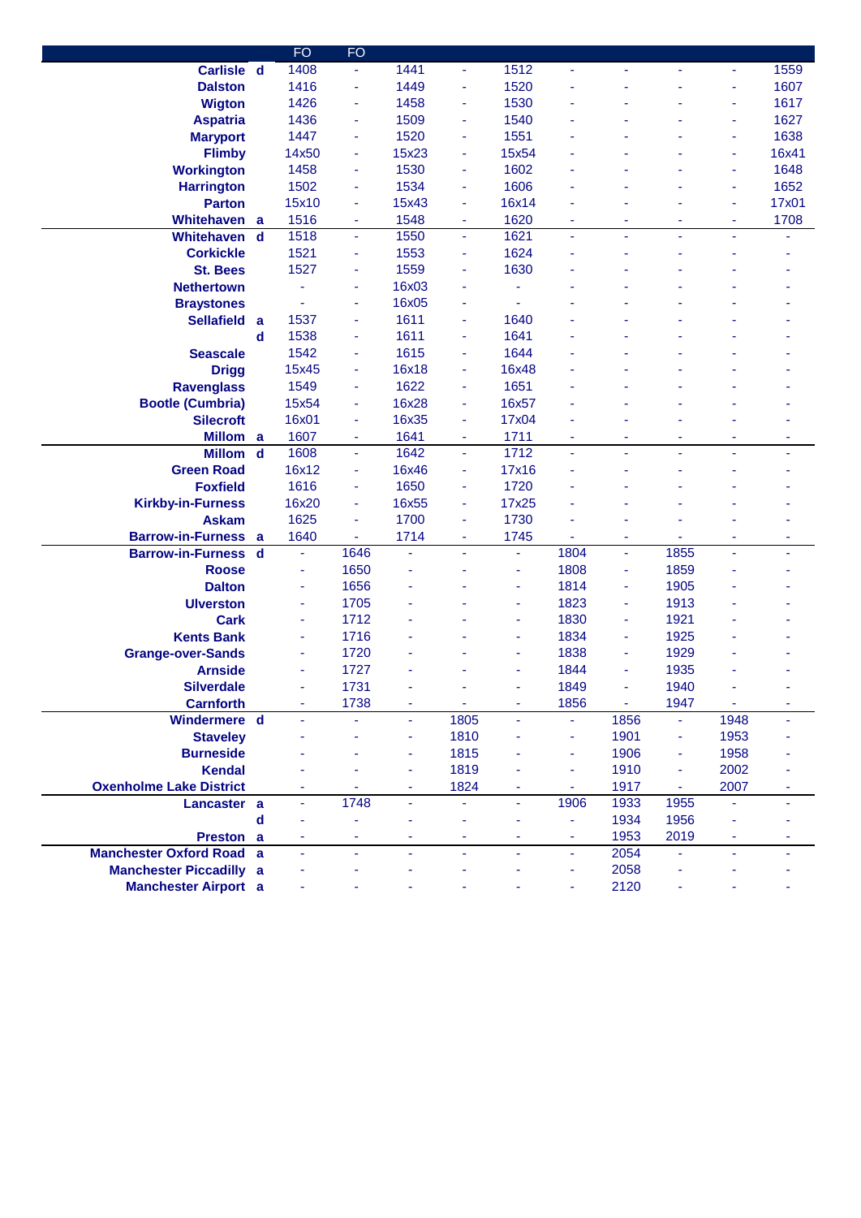| | | FO | FO | | | | | | | | |
|---|---|---|---|---|---|---|---|---|---|---|---|
| Carlisle | d | 1408 | - | 1441 | - | 1512 | - | - | - | - | 1559 |
| Dalston | | 1416 | - | 1449 | - | 1520 | - | - | - | - | 1607 |
| Wigton | | 1426 | - | 1458 | - | 1530 | - | - | - | - | 1617 |
| Aspatria | | 1436 | - | 1509 | - | 1540 | - | - | - | - | 1627 |
| Maryport | | 1447 | - | 1520 | - | 1551 | - | - | - | - | 1638 |
| Flimby | | 14x50 | - | 15x23 | - | 15x54 | - | - | - | - | 16x41 |
| Workington | | 1458 | - | 1530 | - | 1602 | - | - | - | - | 1648 |
| Harrington | | 1502 | - | 1534 | - | 1606 | - | - | - | - | 1652 |
| Parton | | 15x10 | - | 15x43 | - | 16x14 | - | - | - | - | 17x01 |
| Whitehaven | a | 1516 | - | 1548 | - | 1620 | - | - | - | - | 1708 |
| Whitehaven | d | 1518 | - | 1550 | - | 1621 | - | - | - | - | - |
| Corkickle | | 1521 | - | 1553 | - | 1624 | - | - | - | - | - |
| St. Bees | | 1527 | - | 1559 | - | 1630 | - | - | - | - | - |
| Nethertown | | - | - | 16x03 | - | - | - | - | - | - | - |
| Braystones | | - | - | 16x05 | - | - | - | - | - | - | - |
| Sellafield | a | 1537 | - | 1611 | - | 1640 | - | - | - | - | - |
| | d | 1538 | - | 1611 | - | 1641 | - | - | - | - | - |
| Seascale | | 1542 | - | 1615 | - | 1644 | - | - | - | - | - |
| Drigg | | 15x45 | - | 16x18 | - | 16x48 | - | - | - | - | - |
| Ravenglass | | 1549 | - | 1622 | - | 1651 | - | - | - | - | - |
| Bootle (Cumbria) | | 15x54 | - | 16x28 | - | 16x57 | - | - | - | - | - |
| Silecroft | | 16x01 | - | 16x35 | - | 17x04 | - | - | - | - | - |
| Millom | a | 1607 | - | 1641 | - | 1711 | - | - | - | - | - |
| Millom | d | 1608 | - | 1642 | - | 1712 | - | - | - | - | - |
| Green Road | | 16x12 | - | 16x46 | - | 17x16 | - | - | - | - | - |
| Foxfield | | 1616 | - | 1650 | - | 1720 | - | - | - | - | - |
| Kirkby-in-Furness | | 16x20 | - | 16x55 | - | 17x25 | - | - | - | - | - |
| Askam | | 1625 | - | 1700 | - | 1730 | - | - | - | - | - |
| Barrow-in-Furness | a | 1640 | - | 1714 | - | 1745 | - | - | - | - | - |
| Barrow-in-Furness | d | - | 1646 | - | - | - | 1804 | - | 1855 | - | - |
| Roose | | - | 1650 | - | - | - | 1808 | - | 1859 | - | - |
| Dalton | | - | 1656 | - | - | - | 1814 | - | 1905 | - | - |
| Ulverston | | - | 1705 | - | - | - | 1823 | - | 1913 | - | - |
| Cark | | - | 1712 | - | - | - | 1830 | - | 1921 | - | - |
| Kents Bank | | - | 1716 | - | - | - | 1834 | - | 1925 | - | - |
| Grange-over-Sands | | - | 1720 | - | - | - | 1838 | - | 1929 | - | - |
| Arnside | | - | 1727 | - | - | - | 1844 | - | 1935 | - | - |
| Silverdale | | - | 1731 | - | - | - | 1849 | - | 1940 | - | - |
| Carnforth | | - | 1738 | - | - | - | 1856 | - | 1947 | - | - |
| Windermere | d | - | - | - | 1805 | - | - | 1856 | - | 1948 | - |
| Staveley | | - | - | - | 1810 | - | - | 1901 | - | 1953 | - |
| Burneside | | - | - | - | 1815 | - | - | 1906 | - | 1958 | - |
| Kendal | | - | - | - | 1819 | - | - | 1910 | - | 2002 | - |
| Oxenholme Lake District | | - | - | - | 1824 | - | - | 1917 | - | 2007 | - |
| Lancaster | a | - | 1748 | - | - | - | 1906 | 1933 | 1955 | - | - |
| | d | - | - | - | - | - | - | 1934 | 1956 | - | - |
| Preston | a | - | - | - | - | - | - | 1953 | 2019 | - | - |
| Manchester Oxford Road | a | - | - | - | - | - | - | 2054 | - | - | - |
| Manchester Piccadilly | a | - | - | - | - | - | - | 2058 | - | - | - |
| Manchester Airport | a | - | - | - | - | - | - | 2120 | - | - | - |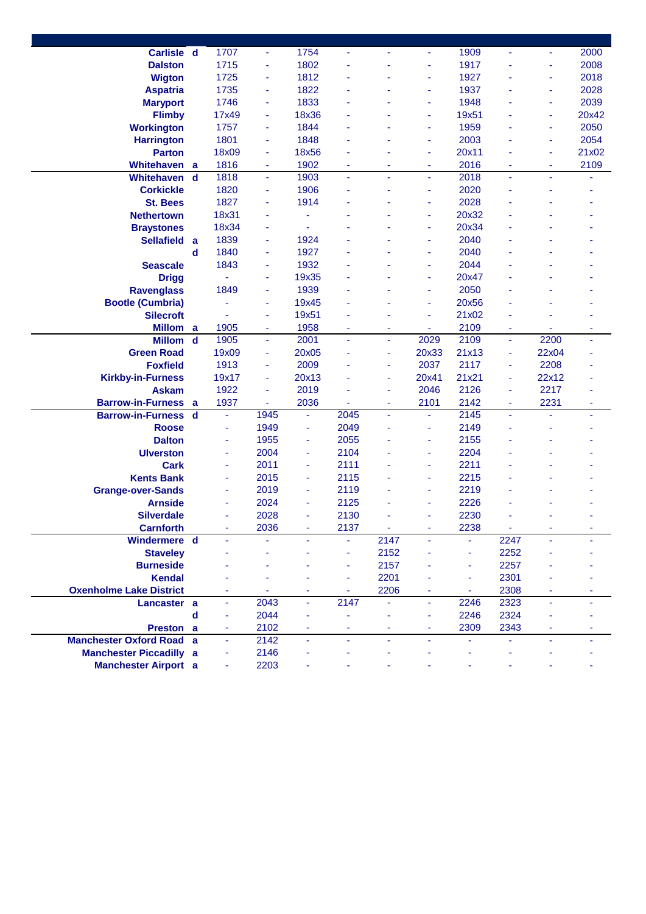| Station | | | | | | | | | | | |
|---|---|---|---|---|---|---|---|---|---|---|---|
| Carlisle | d | 1707 | - | 1754 | - | - | - | 1909 | - | - | 2000 |
| Dalston | | 1715 | - | 1802 | - | - | - | 1917 | - | - | 2008 |
| Wigton | | 1725 | - | 1812 | - | - | - | 1927 | - | - | 2018 |
| Aspatria | | 1735 | - | 1822 | - | - | - | 1937 | - | - | 2028 |
| Maryport | | 1746 | - | 1833 | - | - | - | 1948 | - | - | 2039 |
| Flimby | | 17x49 | - | 18x36 | - | - | - | 19x51 | - | - | 20x42 |
| Workington | | 1757 | - | 1844 | - | - | - | 1959 | - | - | 2050 |
| Harrington | | 1801 | - | 1848 | - | - | - | 2003 | - | - | 2054 |
| Parton | | 18x09 | - | 18x56 | - | - | - | 20x11 | - | - | 21x02 |
| Whitehaven | a | 1816 | - | 1902 | - | - | - | 2016 | - | - | 2109 |
| Whitehaven | d | 1818 | - | 1903 | - | - | - | 2018 | - | - | - |
| Corkickle | | 1820 | - | 1906 | - | - | - | 2020 | - | - | - |
| St. Bees | | 1827 | - | 1914 | - | - | - | 2028 | - | - | - |
| Nethertown | | 18x31 | - | - | - | - | - | 20x32 | - | - | - |
| Braystones | | 18x34 | - | - | - | - | - | 20x34 | - | - | - |
| Sellafield | a | 1839 | - | 1924 | - | - | - | 2040 | - | - | - |
| | d | 1840 | - | 1927 | - | - | - | 2040 | - | - | - |
| Seascale | | 1843 | - | 1932 | - | - | - | 2044 | - | - | - |
| Drigg | | - | - | 19x35 | - | - | - | 20x47 | - | - | - |
| Ravenglass | | 1849 | - | 1939 | - | - | - | 2050 | - | - | - |
| Bootle (Cumbria) | | - | - | 19x45 | - | - | - | 20x56 | - | - | - |
| Silecroft | | - | - | 19x51 | - | - | - | 21x02 | - | - | - |
| Millom | a | 1905 | - | 1958 | - | - | - | 2109 | - | - | - |
| Millom | d | 1905 | - | 2001 | - | - | 2029 | 2109 | - | 2200 | - |
| Green Road | | 19x09 | - | 20x05 | - | - | 20x33 | 21x13 | - | 22x04 | - |
| Foxfield | | 1913 | - | 2009 | - | - | 2037 | 2117 | - | 2208 | - |
| Kirkby-in-Furness | | 19x17 | - | 20x13 | - | - | 20x41 | 21x21 | - | 22x12 | - |
| Askam | | 1922 | - | 2019 | - | - | 2046 | 2126 | - | 2217 | - |
| Barrow-in-Furness | a | 1937 | - | 2036 | - | - | 2101 | 2142 | - | 2231 | - |
| Barrow-in-Furness | d | - | 1945 | - | 2045 | - | - | 2145 | - | - | - |
| Roose | | - | 1949 | - | 2049 | - | - | 2149 | - | - | - |
| Dalton | | - | 1955 | - | 2055 | - | - | 2155 | - | - | - |
| Ulverston | | - | 2004 | - | 2104 | - | - | 2204 | - | - | - |
| Cark | | - | 2011 | - | 2111 | - | - | 2211 | - | - | - |
| Kents Bank | | - | 2015 | - | 2115 | - | - | 2215 | - | - | - |
| Grange-over-Sands | | - | 2019 | - | 2119 | - | - | 2219 | - | - | - |
| Arnside | | - | 2024 | - | 2125 | - | - | 2226 | - | - | - |
| Silverdale | | - | 2028 | - | 2130 | - | - | 2230 | - | - | - |
| Carnforth | | - | 2036 | - | 2137 | - | - | 2238 | - | - | - |
| Windermere | d | - | - | - | - | 2147 | - | - | 2247 | - | - |
| Staveley | | - | - | - | - | 2152 | - | - | 2252 | - | - |
| Burneside | | - | - | - | - | 2157 | - | - | 2257 | - | - |
| Kendal | | - | - | - | - | 2201 | - | - | 2301 | - | - |
| Oxenholme Lake District | | - | - | - | - | 2206 | - | - | 2308 | - | - |
| Lancaster | a | - | 2043 | - | 2147 | - | - | 2246 | 2323 | - | - |
| | d | - | 2044 | - | - | - | - | 2246 | 2324 | - | - |
| Preston | a | - | 2102 | - | - | - | - | 2309 | 2343 | - | - |
| Manchester Oxford Road | a | - | 2142 | - | - | - | - | - | - | - | - |
| Manchester Piccadilly | a | - | 2146 | - | - | - | - | - | - | - | - |
| Manchester Airport | a | - | 2203 | - | - | - | - | - | - | - | - |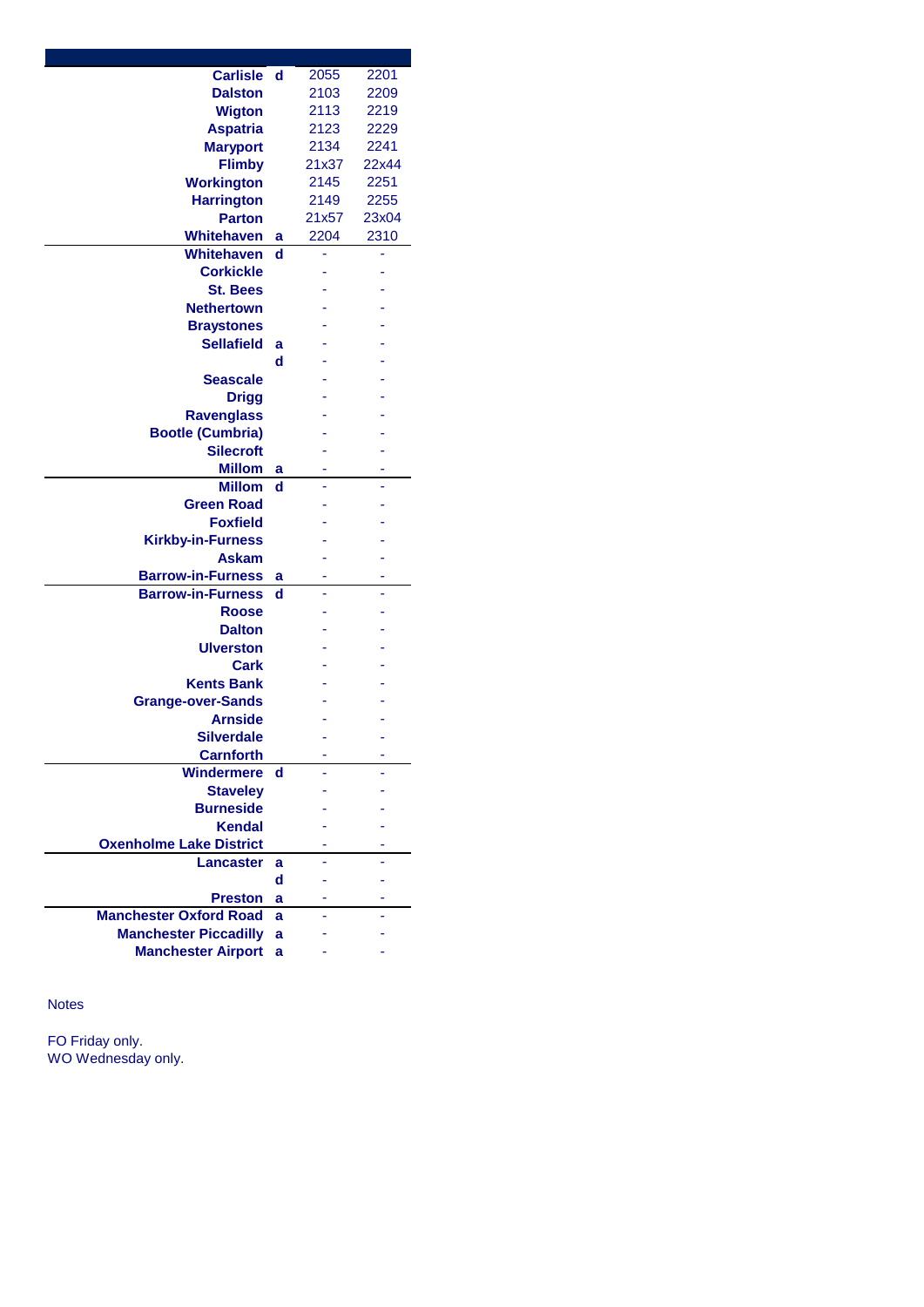| Station | | | |
|---|---|---|---|
| Carlisle | d | 2055 | 2201 |
| Dalston | | 2103 | 2209 |
| Wigton | | 2113 | 2219 |
| Aspatria | | 2123 | 2229 |
| Maryport | | 2134 | 2241 |
| Flimby | | 21x37 | 22x44 |
| Workington | | 2145 | 2251 |
| Harrington | | 2149 | 2255 |
| Parton | | 21x57 | 23x04 |
| Whitehaven | a | 2204 | 2310 |
| Whitehaven | d | - | - |
| Corkickle | | - | - |
| St. Bees | | - | - |
| Nethertown | | - | - |
| Braystones | | - | - |
| Sellafield | a | - | - |
| | d | - | - |
| Seascale | | - | - |
| Drigg | | - | - |
| Ravenglass | | - | - |
| Bootle (Cumbria) | | - | - |
| Silecroft | | - | - |
| Millom | a | - | - |
| Millom | d | - | - |
| Green Road | | - | - |
| Foxfield | | - | - |
| Kirkby-in-Furness | | - | - |
| Askam | | - | - |
| Barrow-in-Furness | a | - | - |
| Barrow-in-Furness | d | - | - |
| Roose | | - | - |
| Dalton | | - | - |
| Ulverston | | - | - |
| Cark | | - | - |
| Kents Bank | | - | - |
| Grange-over-Sands | | - | - |
| Arnside | | - | - |
| Silverdale | | - | - |
| Carnforth | | - | - |
| Windermere | d | - | - |
| Staveley | | - | - |
| Burneside | | - | - |
| Kendal | | - | - |
| Oxenholme Lake District | | - | - |
| Lancaster | a | - | - |
| | d | - | - |
| Preston | a | - | - |
| Manchester Oxford Road | a | - | - |
| Manchester Piccadilly | a | - | - |
| Manchester Airport | a | - | - |

Notes

FO Friday only.
WO Wednesday only.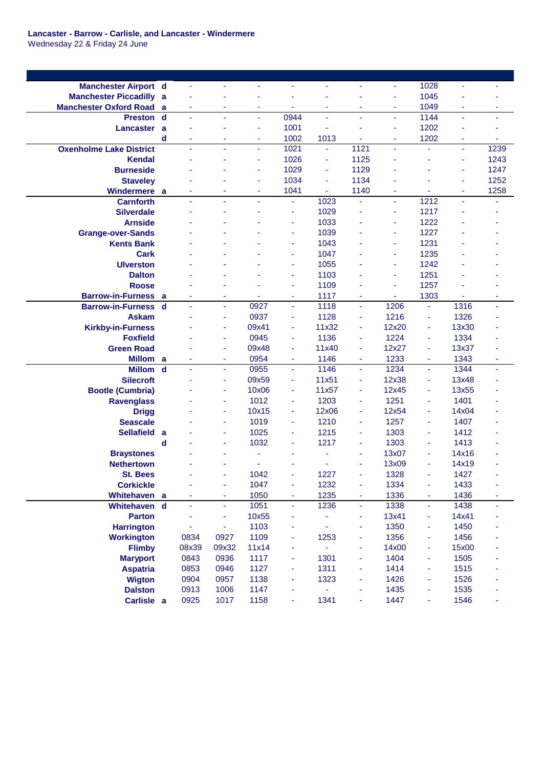**Lancaster - Barrow - Carlisle, and Lancaster - Windermere**
Wednesday 22 & Friday 24 June

| Station | | | | | | | | | | | |
|---|---|---|---|---|---|---|---|---|---|---|---|
| Manchester Airport | d | - | - | - | - | - | - | - | 1028 | - | - |
| Manchester Piccadilly | a | - | - | - | - | - | - | - | 1045 | - | - |
| Manchester Oxford Road | a | - | - | - | - | - | - | - | 1049 | - | - |
| Preston | d | - | - | - | 0944 | - | - | - | 1144 | - | - |
| Lancaster | a | - | - | - | 1001 | - | - | - | 1202 | - | - |
| | d | - | - | - | 1002 | 1013 | - | - | 1202 | - | - |
| Oxenholme Lake District | | - | - | - | 1021 | - | 1121 | - | - | - | 1239 |
| Kendal | | - | - | - | 1026 | - | 1125 | - | - | - | 1243 |
| Burneside | | - | - | - | 1029 | - | 1129 | - | - | - | 1247 |
| Staveley | | - | - | - | 1034 | - | 1134 | - | - | - | 1252 |
| Windermere | a | - | - | - | 1041 | - | 1140 | - | - | - | 1258 |
| Carnforth | | - | - | - | - | 1023 | - | - | 1212 | - | - |
| Silverdale | | - | - | - | - | 1029 | - | - | 1217 | - | - |
| Arnside | | - | - | - | - | 1033 | - | - | 1222 | - | - |
| Grange-over-Sands | | - | - | - | - | 1039 | - | - | 1227 | - | - |
| Kents Bank | | - | - | - | - | 1043 | - | - | 1231 | - | - |
| Cark | | - | - | - | - | 1047 | - | - | 1235 | - | - |
| Ulverston | | - | - | - | - | 1055 | - | - | 1242 | - | - |
| Dalton | | - | - | - | - | 1103 | - | - | 1251 | - | - |
| Roose | | - | - | - | - | 1109 | - | - | 1257 | - | - |
| Barrow-in-Furness | a | - | - | - | - | 1117 | - | - | 1303 | - | - |
| Barrow-in-Furness | d | - | - | 0927 | - | 1118 | - | 1206 | - | 1316 | - |
| Askam | | - | - | 0937 | - | 1128 | - | 1216 | - | 1326 | - |
| Kirkby-in-Furness | | - | - | 09x41 | - | 11x32 | - | 12x20 | - | 13x30 | - |
| Foxfield | | - | - | 0945 | - | 1136 | - | 1224 | - | 1334 | - |
| Green Road | | - | - | 09x48 | - | 11x40 | - | 12x27 | - | 13x37 | - |
| Millom | a | - | - | 0954 | - | 1146 | - | 1233 | - | 1343 | - |
| Millom | d | - | - | 0955 | - | 1146 | - | 1234 | - | 1344 | - |
| Silecroft | | - | - | 09x59 | - | 11x51 | - | 12x38 | - | 13x48 | - |
| Bootle (Cumbria) | | - | - | 10x06 | - | 11x57 | - | 12x45 | - | 13x55 | - |
| Ravenglass | | - | - | 1012 | - | 1203 | - | 1251 | - | 1401 | - |
| Drigg | | - | - | 10x15 | - | 12x06 | - | 12x54 | - | 14x04 | - |
| Seascale | | - | - | 1019 | - | 1210 | - | 1257 | - | 1407 | - |
| Sellafield | a | - | - | 1025 | - | 1215 | - | 1303 | - | 1412 | - |
| | d | - | - | 1032 | - | 1217 | - | 1303 | - | 1413 | - |
| Braystones | | - | - | - | - | - | - | 13x07 | - | 14x16 | - |
| Nethertown | | - | - | - | - | - | - | 13x09 | - | 14x19 | - |
| St. Bees | | - | - | 1042 | - | 1227 | - | 1328 | - | 1427 | - |
| Corkickle | | - | - | 1047 | - | 1232 | - | 1334 | - | 1433 | - |
| Whitehaven | a | - | - | 1050 | - | 1235 | - | 1336 | - | 1436 | - |
| Whitehaven | d | - | - | 1051 | - | 1236 | - | 1338 | - | 1438 | - |
| Parton | | - | - | 10x55 | - | - | - | 13x41 | - | 14x41 | - |
| Harrington | | - | - | 1103 | - | - | - | 1350 | - | 1450 | - |
| Workington | | 0834 | 0927 | 1109 | - | 1253 | - | 1356 | - | 1456 | - |
| Flimby | | 08x39 | 09x32 | 11x14 | - | - | - | 14x00 | - | 15x00 | - |
| Maryport | | 0843 | 0936 | 1117 | - | 1301 | - | 1404 | - | 1505 | - |
| Aspatria | | 0853 | 0946 | 1127 | - | 1311 | - | 1414 | - | 1515 | - |
| Wigton | | 0904 | 0957 | 1138 | - | 1323 | - | 1426 | - | 1526 | - |
| Dalston | | 0913 | 1006 | 1147 | - | - | - | 1435 | - | 1535 | - |
| Carlisle | a | 0925 | 1017 | 1158 | - | 1341 | - | 1447 | - | 1546 | - |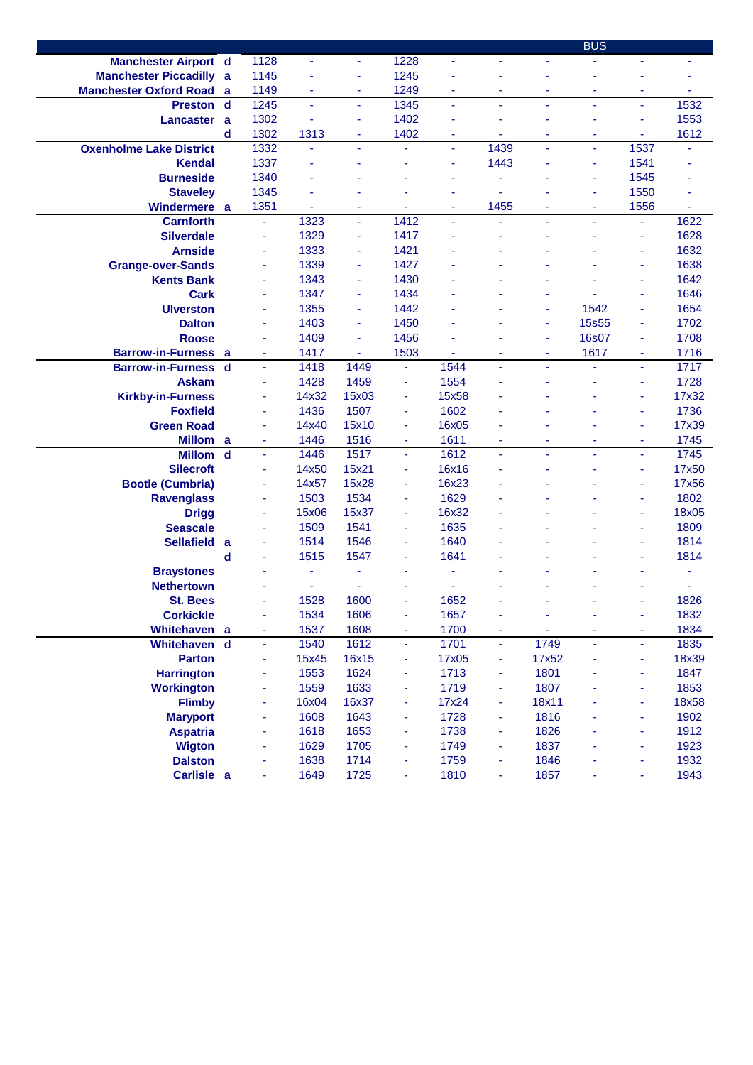| | | | | | | | | | BUS | | |
|---|---|---|---|---|---|---|---|---|---|---|---|
| Manchester Airport | d | 1128 | - | - | 1228 | - | - | - | - | - | - |
| Manchester Piccadilly | a | 1145 | - | - | 1245 | - | - | - | - | - | - |
| Manchester Oxford Road | a | 1149 | - | - | 1249 | - | - | - | - | - | - |
| Preston | d | 1245 | - | - | 1345 | - | - | - | - | - | 1532 |
| Lancaster | a | 1302 | - | - | 1402 | - | - | - | - | - | 1553 |
| | d | 1302 | 1313 | - | 1402 | - | - | - | - | - | 1612 |
| Oxenholme Lake District | | 1332 | - | - | - | - | 1439 | - | - | 1537 | - |
| Kendal | | 1337 | - | - | - | - | 1443 | - | - | 1541 | - |
| Burneside | | 1340 | - | - | - | - | - | - | - | 1545 | - |
| Staveley | | 1345 | - | - | - | - | - | - | - | 1550 | - |
| Windermere | a | 1351 | - | - | - | - | 1455 | - | - | 1556 | - |
| Carnforth | | - | 1323 | - | 1412 | - | - | - | - | - | 1622 |
| Silverdale | | - | 1329 | - | 1417 | - | - | - | - | - | 1628 |
| Arnside | | - | 1333 | - | 1421 | - | - | - | - | - | 1632 |
| Grange-over-Sands | | - | 1339 | - | 1427 | - | - | - | - | - | 1638 |
| Kents Bank | | - | 1343 | - | 1430 | - | - | - | - | - | 1642 |
| Cark | | - | 1347 | - | 1434 | - | - | - | - | - | 1646 |
| Ulverston | | - | 1355 | - | 1442 | - | - | - | 1542 | - | 1654 |
| Dalton | | - | 1403 | - | 1450 | - | - | - | 15s55 | - | 1702 |
| Roose | | - | 1409 | - | 1456 | - | - | - | 16s07 | - | 1708 |
| Barrow-in-Furness | a | - | 1417 | - | 1503 | - | - | - | 1617 | - | 1716 |
| Barrow-in-Furness | d | - | 1418 | 1449 | - | 1544 | - | - | - | - | 1717 |
| Askam | | - | 1428 | 1459 | - | 1554 | - | - | - | - | 1728 |
| Kirkby-in-Furness | | - | 14x32 | 15x03 | - | 15x58 | - | - | - | - | 17x32 |
| Foxfield | | - | 1436 | 1507 | - | 1602 | - | - | - | - | 1736 |
| Green Road | | - | 14x40 | 15x10 | - | 16x05 | - | - | - | - | 17x39 |
| Millom | a | - | 1446 | 1516 | - | 1611 | - | - | - | - | 1745 |
| Millom | d | - | 1446 | 1517 | - | 1612 | - | - | - | - | 1745 |
| Silecroft | | - | 14x50 | 15x21 | - | 16x16 | - | - | - | - | 17x50 |
| Bootle (Cumbria) | | - | 14x57 | 15x28 | - | 16x23 | - | - | - | - | 17x56 |
| Ravenglass | | - | 1503 | 1534 | - | 1629 | - | - | - | - | 1802 |
| Drigg | | - | 15x06 | 15x37 | - | 16x32 | - | - | - | - | 18x05 |
| Seascale | | - | 1509 | 1541 | - | 1635 | - | - | - | - | 1809 |
| Sellafield | a | - | 1514 | 1546 | - | 1640 | - | - | - | - | 1814 |
| | d | - | 1515 | 1547 | - | 1641 | - | - | - | - | 1814 |
| Braystones | | - | - | - | - | - | - | - | - | - | - |
| Nethertown | | - | - | - | - | - | - | - | - | - | - |
| St. Bees | | - | 1528 | 1600 | - | 1652 | - | - | - | - | 1826 |
| Corkickle | | - | 1534 | 1606 | - | 1657 | - | - | - | - | 1832 |
| Whitehaven | a | - | 1537 | 1608 | - | 1700 | - | - | - | - | 1834 |
| Whitehaven | d | - | 1540 | 1612 | - | 1701 | - | 1749 | - | - | 1835 |
| Parton | | - | 15x45 | 16x15 | - | 17x05 | - | 17x52 | - | - | 18x39 |
| Harrington | | - | 1553 | 1624 | - | 1713 | - | 1801 | - | - | 1847 |
| Workington | | - | 1559 | 1633 | - | 1719 | - | 1807 | - | - | 1853 |
| Flimby | | - | 16x04 | 16x37 | - | 17x24 | - | 18x11 | - | - | 18x58 |
| Maryport | | - | 1608 | 1643 | - | 1728 | - | 1816 | - | - | 1902 |
| Aspatria | | - | 1618 | 1653 | - | 1738 | - | 1826 | - | - | 1912 |
| Wigton | | - | 1629 | 1705 | - | 1749 | - | 1837 | - | - | 1923 |
| Dalston | | - | 1638 | 1714 | - | 1759 | - | 1846 | - | - | 1932 |
| Carlisle | a | - | 1649 | 1725 | - | 1810 | - | 1857 | - | - | 1943 |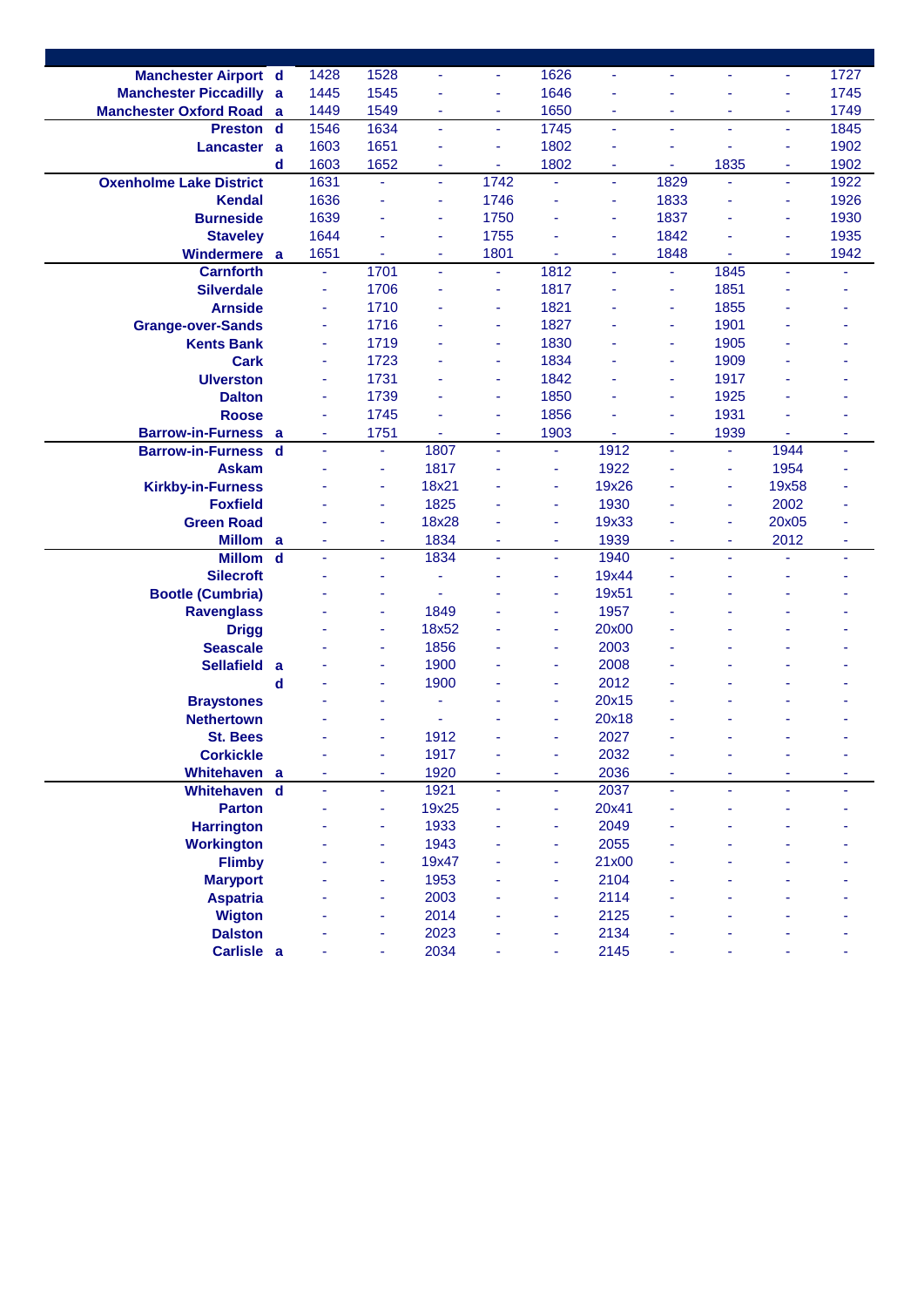| Station | | | | | | | | | | | |
|---|---|---|---|---|---|---|---|---|---|---|---|
| Manchester Airport | d | 1428 | 1528 | - | - | 1626 | - | - | - | - | 1727 |
| Manchester Piccadilly | a | 1445 | 1545 | - | - | 1646 | - | - | - | - | 1745 |
| Manchester Oxford Road | a | 1449 | 1549 | - | - | 1650 | - | - | - | - | 1749 |
| Preston | d | 1546 | 1634 | - | - | 1745 | - | - | - | - | 1845 |
| Lancaster | a | 1603 | 1651 | - | - | 1802 | - | - | - | - | 1902 |
| | d | 1603 | 1652 | - | - | 1802 | - | - | 1835 | - | 1902 |
| Oxenholme Lake District | | 1631 | - | - | 1742 | - | - | 1829 | - | - | 1922 |
| Kendal | | 1636 | - | - | 1746 | - | - | 1833 | - | - | 1926 |
| Burneside | | 1639 | - | - | 1750 | - | - | 1837 | - | - | 1930 |
| Staveley | | 1644 | - | - | 1755 | - | - | 1842 | - | - | 1935 |
| Windermere | a | 1651 | - | - | 1801 | - | - | 1848 | - | - | 1942 |
| Carnforth | | - | 1701 | - | - | 1812 | - | - | 1845 | - | - |
| Silverdale | | - | 1706 | - | - | 1817 | - | - | 1851 | - | - |
| Arnside | | - | 1710 | - | - | 1821 | - | - | 1855 | - | - |
| Grange-over-Sands | | - | 1716 | - | - | 1827 | - | - | 1901 | - | - |
| Kents Bank | | - | 1719 | - | - | 1830 | - | - | 1905 | - | - |
| Cark | | - | 1723 | - | - | 1834 | - | - | 1909 | - | - |
| Ulverston | | - | 1731 | - | - | 1842 | - | - | 1917 | - | - |
| Dalton | | - | 1739 | - | - | 1850 | - | - | 1925 | - | - |
| Roose | | - | 1745 | - | - | 1856 | - | - | 1931 | - | - |
| Barrow-in-Furness | a | - | 1751 | - | - | 1903 | - | - | 1939 | - | - |
| Barrow-in-Furness | d | - | - | 1807 | - | - | 1912 | - | - | 1944 | - |
| Askam | | - | - | 1817 | - | - | 1922 | - | - | 1954 | - |
| Kirkby-in-Furness | | - | - | 18x21 | - | - | 19x26 | - | - | 19x58 | - |
| Foxfield | | - | - | 1825 | - | - | 1930 | - | - | 2002 | - |
| Green Road | | - | - | 18x28 | - | - | 19x33 | - | - | 20x05 | - |
| Millom | a | - | - | 1834 | - | - | 1939 | - | - | 2012 | - |
| Millom | d | - | - | 1834 | - | - | 1940 | - | - | - | - |
| Silecroft | | - | - | - | - | - | 19x44 | - | - | - | - |
| Bootle (Cumbria) | | - | - | - | - | - | 19x51 | - | - | - | - |
| Ravenglass | | - | - | 1849 | - | - | 1957 | - | - | - | - |
| Drigg | | - | - | 18x52 | - | - | 20x00 | - | - | - | - |
| Seascale | | - | - | 1856 | - | - | 2003 | - | - | - | - |
| Sellafield | a | - | - | 1900 | - | - | 2008 | - | - | - | - |
| | d | - | - | 1900 | - | - | 2012 | - | - | - | - |
| Braystones | | - | - | - | - | - | 20x15 | - | - | - | - |
| Nethertown | | - | - | - | - | - | 20x18 | - | - | - | - |
| St. Bees | | - | - | 1912 | - | - | 2027 | - | - | - | - |
| Corkickle | | - | - | 1917 | - | - | 2032 | - | - | - | - |
| Whitehaven | a | - | - | 1920 | - | - | 2036 | - | - | - | - |
| Whitehaven | d | - | - | 1921 | - | - | 2037 | - | - | - | - |
| Parton | | - | - | 19x25 | - | - | 20x41 | - | - | - | - |
| Harrington | | - | - | 1933 | - | - | 2049 | - | - | - | - |
| Workington | | - | - | 1943 | - | - | 2055 | - | - | - | - |
| Flimby | | - | - | 19x47 | - | - | 21x00 | - | - | - | - |
| Maryport | | - | - | 1953 | - | - | 2104 | - | - | - | - |
| Aspatria | | - | - | 2003 | - | - | 2114 | - | - | - | - |
| Wigton | | - | - | 2014 | - | - | 2125 | - | - | - | - |
| Dalston | | - | - | 2023 | - | - | 2134 | - | - | - | - |
| Carlisle | a | - | - | 2034 | - | - | 2145 | - | - | - | - |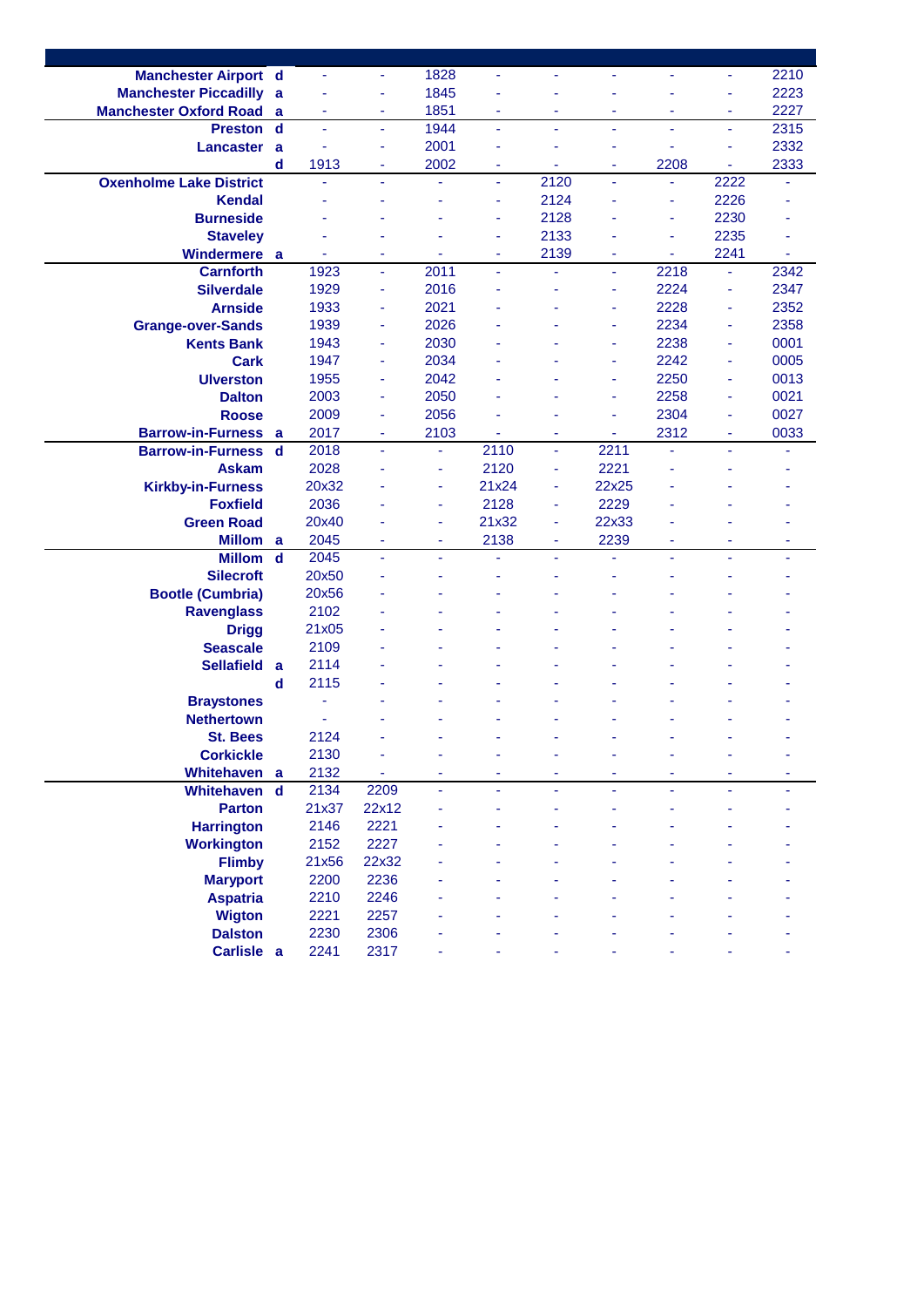| | | | | | | | | | | |
|---|---|---|---|---|---|---|---|---|---|---|
| Manchester Airport | d | - | - | 1828 | - | - | - | - | - | 2210 |
| Manchester Piccadilly | a | - | - | 1845 | - | - | - | - | - | 2223 |
| Manchester Oxford Road | a | - | - | 1851 | - | - | - | - | - | 2227 |
| Preston | d | - | - | 1944 | - | - | - | - | - | 2315 |
| Lancaster | a | - | - | 2001 | - | - | - | - | - | 2332 |
| | d | 1913 | - | 2002 | - | - | - | 2208 | - | 2333 |
| Oxenholme Lake District | | - | - | - | - | 2120 | - | - | 2222 | - |
| Kendal | | - | - | - | - | 2124 | - | - | 2226 | - |
| Burneside | | - | - | - | - | 2128 | - | - | 2230 | - |
| Staveley | | - | - | - | - | 2133 | - | - | 2235 | - |
| Windermere | a | - | - | - | - | 2139 | - | - | 2241 | - |
| Carnforth | | 1923 | - | 2011 | - | - | - | 2218 | - | 2342 |
| Silverdale | | 1929 | - | 2016 | - | - | - | 2224 | - | 2347 |
| Arnside | | 1933 | - | 2021 | - | - | - | 2228 | - | 2352 |
| Grange-over-Sands | | 1939 | - | 2026 | - | - | - | 2234 | - | 2358 |
| Kents Bank | | 1943 | - | 2030 | - | - | - | 2238 | - | 0001 |
| Cark | | 1947 | - | 2034 | - | - | - | 2242 | - | 0005 |
| Ulverston | | 1955 | - | 2042 | - | - | - | 2250 | - | 0013 |
| Dalton | | 2003 | - | 2050 | - | - | - | 2258 | - | 0021 |
| Roose | | 2009 | - | 2056 | - | - | - | 2304 | - | 0027 |
| Barrow-in-Furness | a | 2017 | - | 2103 | - | - | - | 2312 | - | 0033 |
| Barrow-in-Furness | d | 2018 | - | - | 2110 | - | 2211 | - | - | - |
| Askam | | 2028 | - | - | 2120 | - | 2221 | - | - | - |
| Kirkby-in-Furness | | 20x32 | - | - | 21x24 | - | 22x25 | - | - | - |
| Foxfield | | 2036 | - | - | 2128 | - | 2229 | - | - | - |
| Green Road | | 20x40 | - | - | 21x32 | - | 22x33 | - | - | - |
| Millom | a | 2045 | - | - | 2138 | - | 2239 | - | - | - |
| Millom | d | 2045 | - | - | - | - | - | - | - | - |
| Silecroft | | 20x50 | - | - | - | - | - | - | - | - |
| Bootle (Cumbria) | | 20x56 | - | - | - | - | - | - | - | - |
| Ravenglass | | 2102 | - | - | - | - | - | - | - | - |
| Drigg | | 21x05 | - | - | - | - | - | - | - | - |
| Seascale | | 2109 | - | - | - | - | - | - | - | - |
| Sellafield | a | 2114 | - | - | - | - | - | - | - | - |
| | d | 2115 | - | - | - | - | - | - | - | - |
| Braystones | | - | - | - | - | - | - | - | - | - |
| Nethertown | | - | - | - | - | - | - | - | - | - |
| St. Bees | | 2124 | - | - | - | - | - | - | - | - |
| Corkickle | | 2130 | - | - | - | - | - | - | - | - |
| Whitehaven | a | 2132 | - | - | - | - | - | - | - | - |
| Whitehaven | d | 2134 | 2209 | - | - | - | - | - | - | - |
| Parton | | 21x37 | 22x12 | - | - | - | - | - | - | - |
| Harrington | | 2146 | 2221 | - | - | - | - | - | - | - |
| Workington | | 2152 | 2227 | - | - | - | - | - | - | - |
| Flimby | | 21x56 | 22x32 | - | - | - | - | - | - | - |
| Maryport | | 2200 | 2236 | - | - | - | - | - | - | - |
| Aspatria | | 2210 | 2246 | - | - | - | - | - | - | - |
| Wigton | | 2221 | 2257 | - | - | - | - | - | - | - |
| Dalston | | 2230 | 2306 | - | - | - | - | - | - | - |
| Carlisle | a | 2241 | 2317 | - | - | - | - | - | - | - |